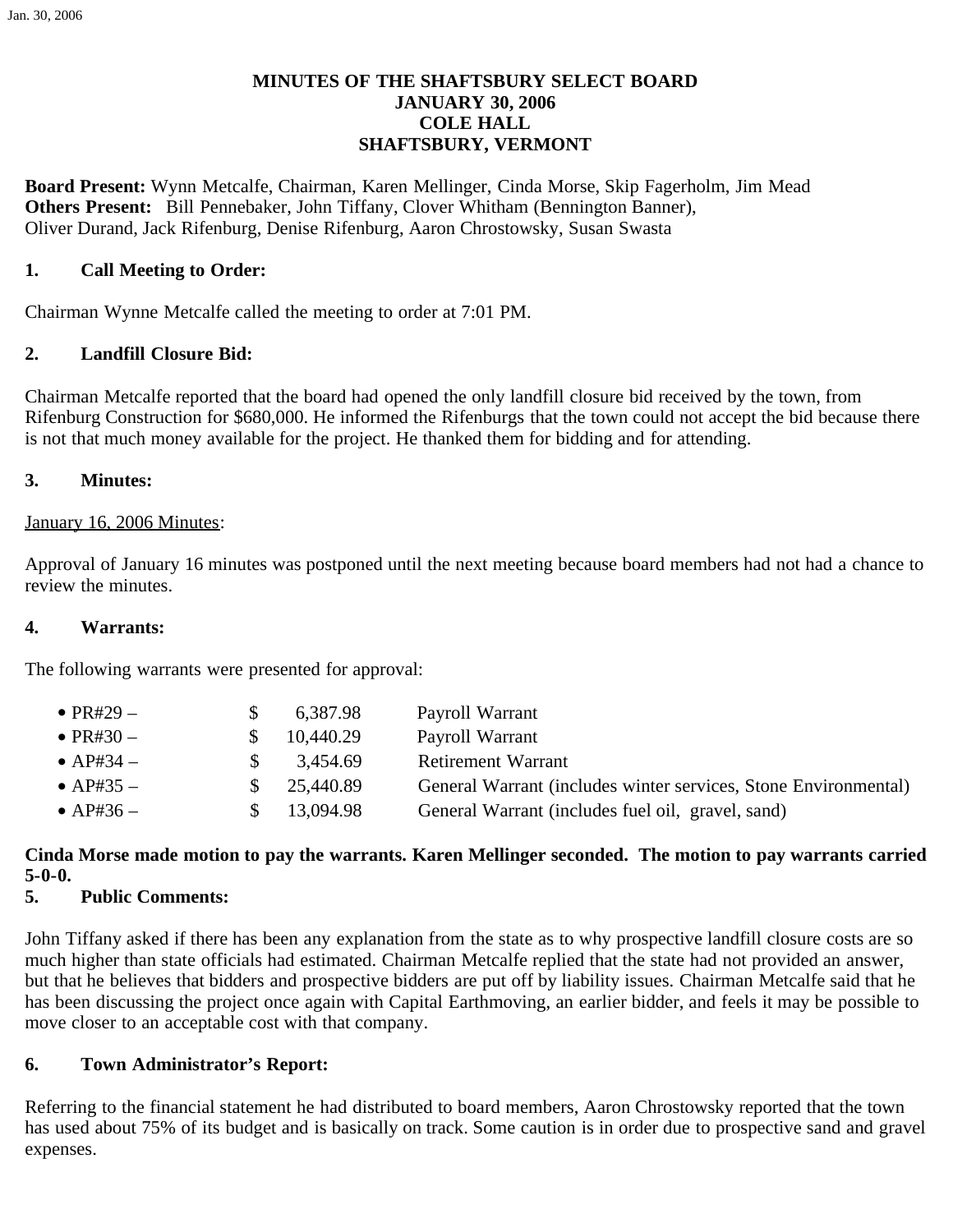# MINUTES OF THE SHAFTSBURY SELECT BOARD
# JANUARY 30, 2006
# COLE HALL
# SHAFTSBURY, VERMONT

**Board Present:** Wynn Metcalfe, Chairman, Karen Mellinger, Cinda Morse, Skip Fagerholm, Jim Mead
**Others Present:** Bill Pennebaker, John Tiffany, Clover Whitham (Bennington Banner), Oliver Durand, Jack Rifenburg, Denise Rifenburg, Aaron Chrostowsky, Susan Swasta

## 1. Call Meeting to Order:

Chairman Wynne Metcalfe called the meeting to order at 7:01 PM.

## 2. Landfill Closure Bid:

Chairman Metcalfe reported that the board had opened the only landfill closure bid received by the town, from Rifenburg Construction for $680,000. He informed the Rifenburgs that the town could not accept the bid because there is not that much money available for the project. He thanked them for bidding and for attending.

## 3. Minutes:

January 16, 2006 Minutes:

Approval of January 16 minutes was postponed until the next meeting because board members had not had a chance to review the minutes.

## 4. Warrants:

The following warrants were presented for approval:

- PR#29 – $ 6,387.98 Payroll Warrant
- PR#30 – $ 10,440.29 Payroll Warrant
- AP#34 – $ 3,454.69 Retirement Warrant
- AP#35 – $ 25,440.89 General Warrant (includes winter services, Stone Environmental)
- AP#36 – $ 13,094.98 General Warrant (includes fuel oil, gravel, sand)

**Cinda Morse made motion to pay the warrants. Karen Mellinger seconded. The motion to pay warrants carried 5-0-0.**

## 5. Public Comments:

John Tiffany asked if there has been any explanation from the state as to why prospective landfill closure costs are so much higher than state officials had estimated. Chairman Metcalfe replied that the state had not provided an answer, but that he believes that bidders and prospective bidders are put off by liability issues. Chairman Metcalfe said that he has been discussing the project once again with Capital Earthmoving, an earlier bidder, and feels it may be possible to move closer to an acceptable cost with that company.

## 6. Town Administrator's Report:

Referring to the financial statement he had distributed to board members, Aaron Chrostowsky reported that the town has used about 75% of its budget and is basically on track. Some caution is in order due to prospective sand and gravel expenses.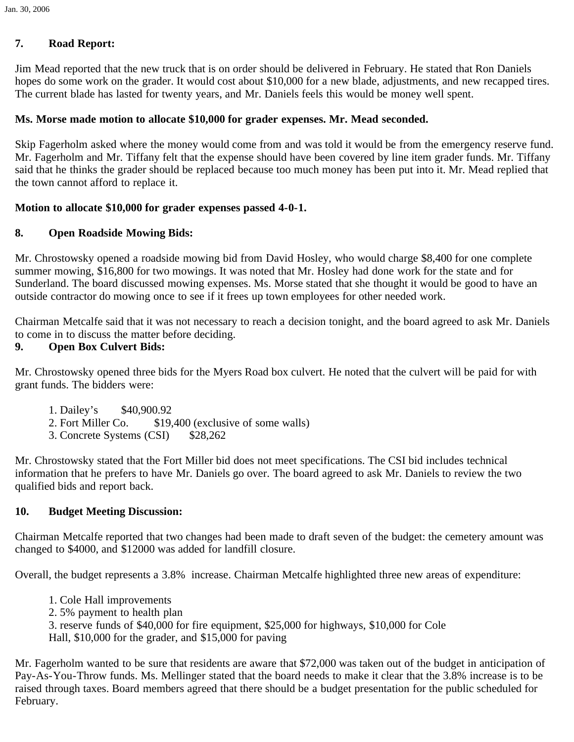## 7. Road Report:

Jim Mead reported that the new truck that is on order should be delivered in February. He stated that Ron Daniels hopes do some work on the grader. It would cost about $10,000 for a new blade, adjustments, and new recapped tires. The current blade has lasted for twenty years, and Mr. Daniels feels this would be money well spent.

**Ms. Morse made motion to allocate $10,000 for grader expenses. Mr. Mead seconded.**

Skip Fagerholm asked where the money would come from and was told it would be from the emergency reserve fund. Mr. Fagerholm and Mr. Tiffany felt that the expense should have been covered by line item grader funds. Mr. Tiffany said that he thinks the grader should be replaced because too much money has been put into it. Mr. Mead replied that the town cannot afford to replace it.

**Motion to allocate $10,000 for grader expenses passed 4-0-1.**

## 8. Open Roadside Mowing Bids:

Mr. Chrostowsky opened a roadside mowing bid from David Hosley, who would charge $8,400 for one complete summer mowing, $16,800 for two mowings. It was noted that Mr. Hosley had done work for the state and for Sunderland. The board discussed mowing expenses. Ms. Morse stated that she thought it would be good to have an outside contractor do mowing once to see if it frees up town employees for other needed work.

Chairman Metcalfe said that it was not necessary to reach a decision tonight, and the board agreed to ask Mr. Daniels to come in to discuss the matter before deciding.

## 9. Open Box Culvert Bids:

Mr. Chrostowsky opened three bids for the Myers Road box culvert. He noted that the culvert will be paid for with grant funds. The bidders were:

1. Dailey's $40,900.92
2. Fort Miller Co. $19,400 (exclusive of some walls)
3. Concrete Systems (CSI) $28,262

Mr. Chrostowsky stated that the Fort Miller bid does not meet specifications. The CSI bid includes technical information that he prefers to have Mr. Daniels go over. The board agreed to ask Mr. Daniels to review the two qualified bids and report back.

## 10. Budget Meeting Discussion:

Chairman Metcalfe reported that two changes had been made to draft seven of the budget: the cemetery amount was changed to $4000, and $12000 was added for landfill closure.

Overall, the budget represents a 3.8% increase. Chairman Metcalfe highlighted three new areas of expenditure:

1. Cole Hall improvements
2. 5% payment to health plan
3. reserve funds of $40,000 for fire equipment, $25,000 for highways, $10,000 for Cole Hall, $10,000 for the grader, and $15,000 for paving

Mr. Fagerholm wanted to be sure that residents are aware that $72,000 was taken out of the budget in anticipation of Pay-As-You-Throw funds. Ms. Mellinger stated that the board needs to make it clear that the 3.8% increase is to be raised through taxes. Board members agreed that there should be a budget presentation for the public scheduled for February.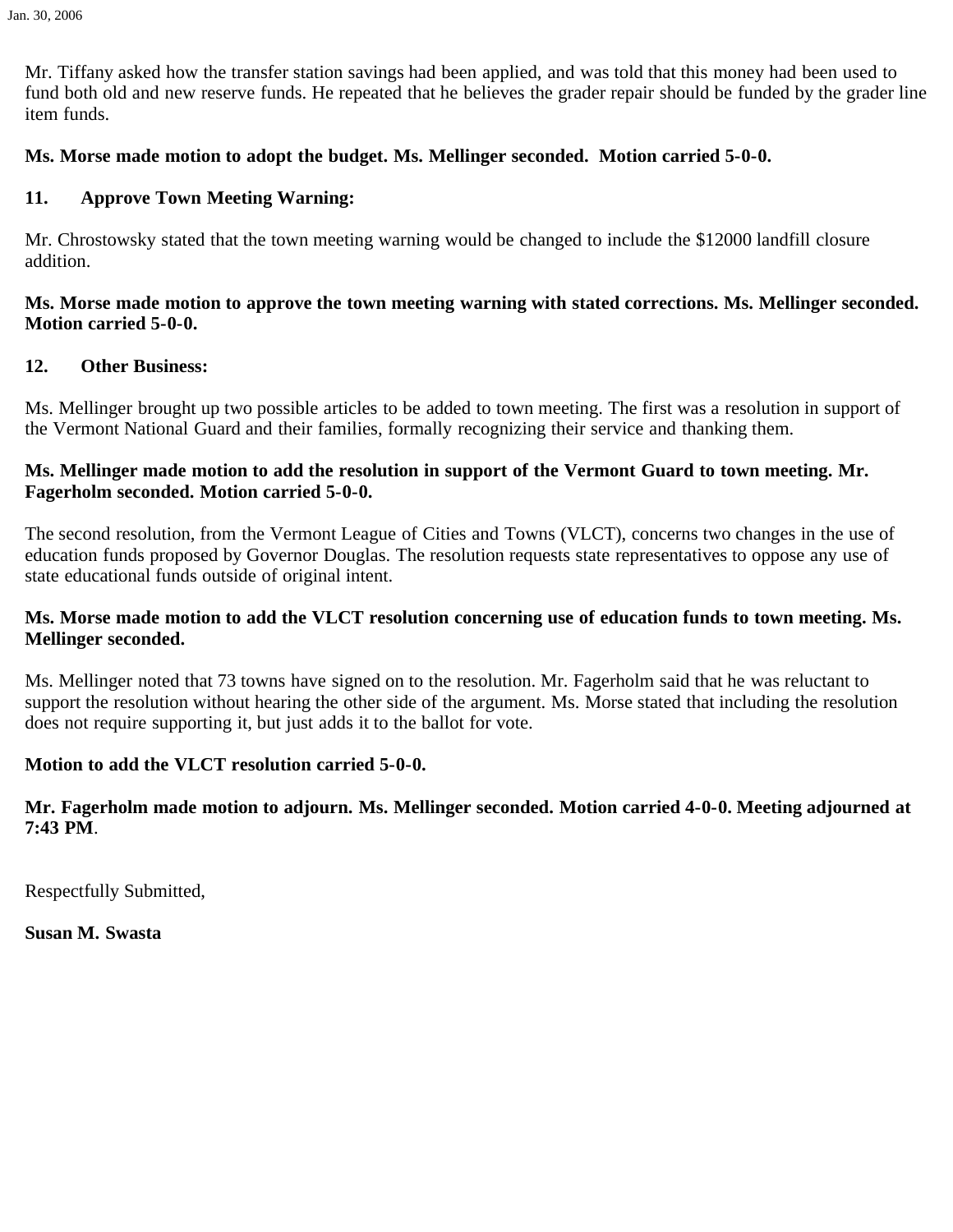Mr. Tiffany asked how the transfer station savings had been applied, and was told that this money had been used to fund both old and new reserve funds. He repeated that he believes the grader repair should be funded by the grader line item funds.

**Ms. Morse made motion to adopt the budget. Ms. Mellinger seconded. Motion carried 5-0-0.**

**11. Approve Town Meeting Warning:**

Mr. Chrostowsky stated that the town meeting warning would be changed to include the $12000 landfill closure addition.

**Ms. Morse made motion to approve the town meeting warning with stated corrections. Ms. Mellinger seconded. Motion carried 5-0-0.**

**12. Other Business:**

Ms. Mellinger brought up two possible articles to be added to town meeting. The first was a resolution in support of the Vermont National Guard and their families, formally recognizing their service and thanking them.

**Ms. Mellinger made motion to add the resolution in support of the Vermont Guard to town meeting. Mr. Fagerholm seconded. Motion carried 5-0-0.**

The second resolution, from the Vermont League of Cities and Towns (VLCT), concerns two changes in the use of education funds proposed by Governor Douglas. The resolution requests state representatives to oppose any use of state educational funds outside of original intent.

**Ms. Morse made motion to add the VLCT resolution concerning use of education funds to town meeting. Ms. Mellinger seconded.**

Ms. Mellinger noted that 73 towns have signed on to the resolution. Mr. Fagerholm said that he was reluctant to support the resolution without hearing the other side of the argument. Ms. Morse stated that including the resolution does not require supporting it, but just adds it to the ballot for vote.

**Motion to add the VLCT resolution carried 5-0-0.**

**Mr. Fagerholm made motion to adjourn. Ms. Mellinger seconded. Motion carried 4-0-0. Meeting adjourned at 7:43 PM**.

Respectfully Submitted,

**Susan M. Swasta**